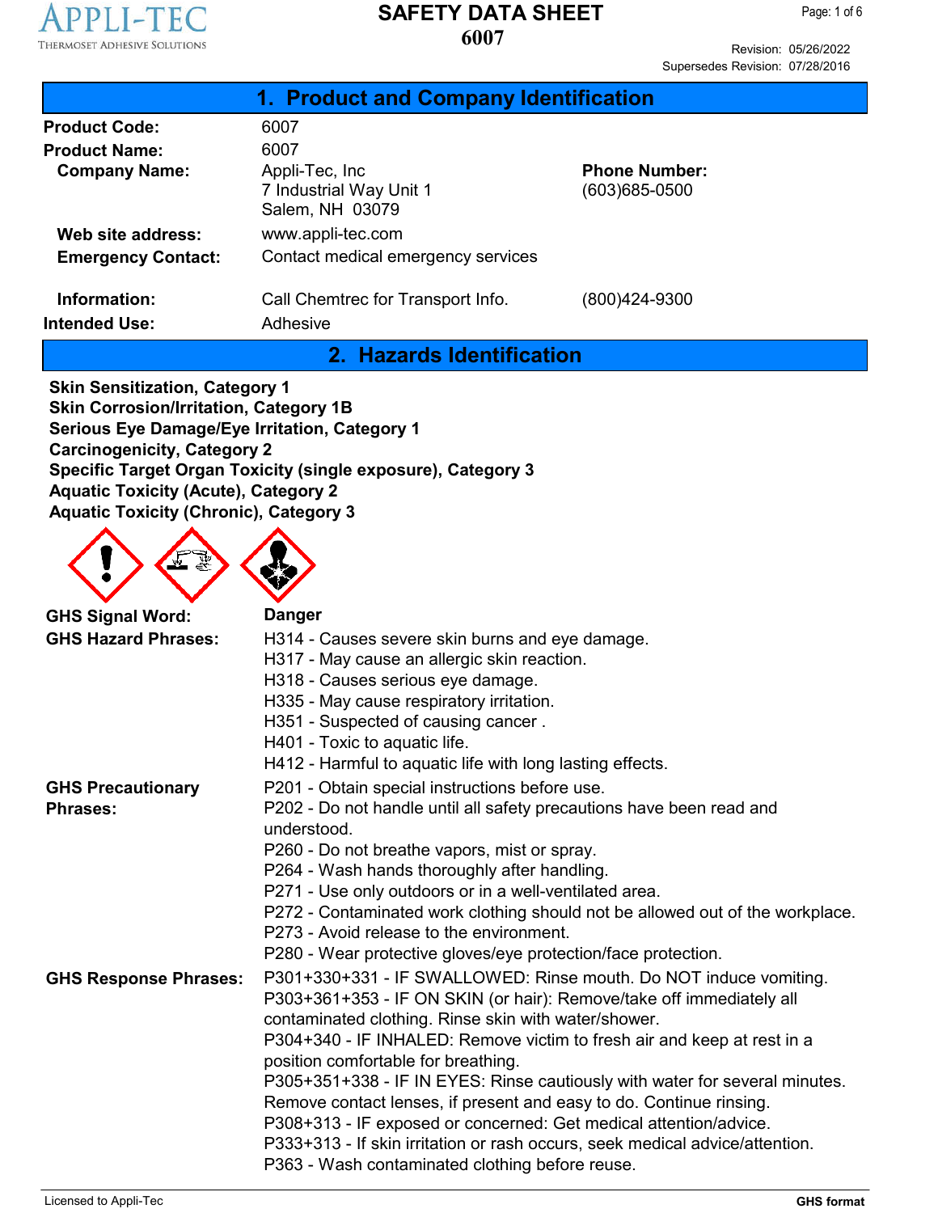# SAFETY DATA SHEET

## 6007

Revision: 05/26/2022
Supersedes Revision: 07/28/2016

## 1. Product and Company Identification

**Product Code:** 6007

**Product Name:** 6007

**Company Name:** Appli-Tec, Inc
7 Industrial Way Unit 1
Salem, NH 03079

**Phone Number:** (603)685-0500

**Web site address:** www.appli-tec.com

**Emergency Contact:** Contact medical emergency services

**Information:** Call Chemtrec for Transport Info. (800)424-9300

**Intended Use:** Adhesive

## 2. Hazards Identification

**Skin Sensitization, Category 1**
**Skin Corrosion/Irritation, Category 1B**
**Serious Eye Damage/Eye Irritation, Category 1**
**Carcinogenicity, Category 2**
**Specific Target Organ Toxicity (single exposure), Category 3**
**Aquatic Toxicity (Acute), Category 2**
**Aquatic Toxicity (Chronic), Category 3**

**GHS Signal Word:** Danger

**GHS Hazard Phrases:**
H314 - Causes severe skin burns and eye damage.
H317 - May cause an allergic skin reaction.
H318 - Causes serious eye damage.
H335 - May cause respiratory irritation.
H351 - Suspected of causing cancer .
H401 - Toxic to aquatic life.
H412 - Harmful to aquatic life with long lasting effects.

**GHS Precautionary Phrases:**
P201 - Obtain special instructions before use.
P202 - Do not handle until all safety precautions have been read and understood.
P260 - Do not breathe vapors, mist or spray.
P264 - Wash hands thoroughly after handling.
P271 - Use only outdoors or in a well-ventilated area.
P272 - Contaminated work clothing should not be allowed out of the workplace.
P273 - Avoid release to the environment.
P280 - Wear protective gloves/eye protection/face protection.

**GHS Response Phrases:**
P301+330+331 - IF SWALLOWED: Rinse mouth. Do NOT induce vomiting.
P303+361+353 - IF ON SKIN (or hair): Remove/take off immediately all contaminated clothing. Rinse skin with water/shower.
P304+340 - IF INHALED: Remove victim to fresh air and keep at rest in a position comfortable for breathing.
P305+351+338 - IF IN EYES: Rinse cautiously with water for several minutes. Remove contact lenses, if present and easy to do. Continue rinsing.
P308+313 - IF exposed or concerned: Get medical attention/advice.
P333+313 - If skin irritation or rash occurs, seek medical advice/attention.
P363 - Wash contaminated clothing before reuse.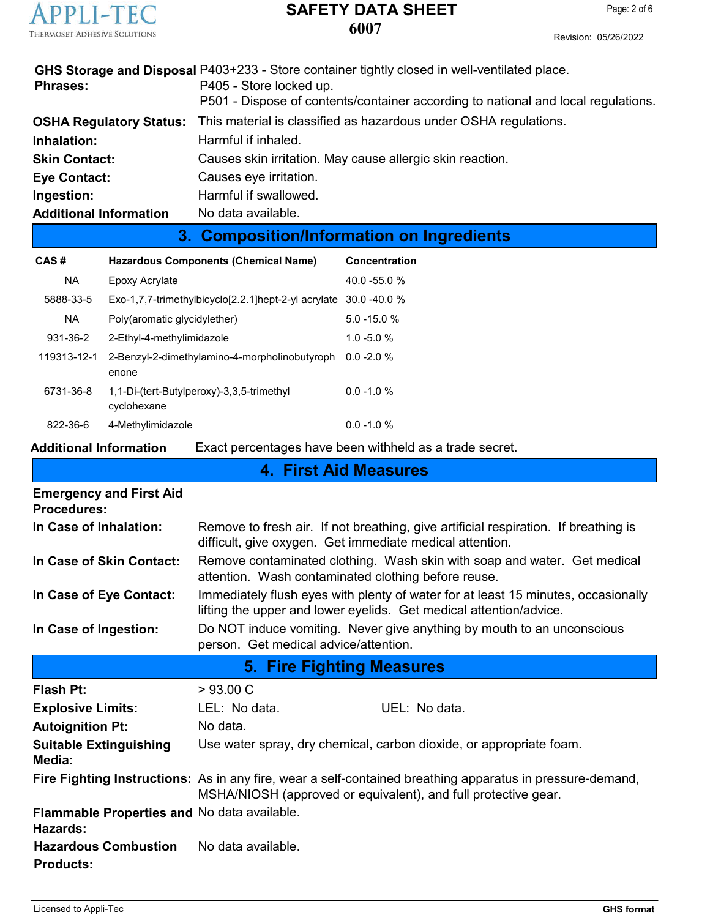**GHS Storage and Disposal Phrases:** P403+233 - Store container tightly closed in well-ventilated place.
P405 - Store locked up.
P501 - Dispose of contents/container according to national and local regulations.

**OSHA Regulatory Status:** This material is classified as hazardous under OSHA regulations.

**Inhalation:** Harmful if inhaled.

**Skin Contact:** Causes skin irritation. May cause allergic skin reaction.

**Eye Contact:** Causes eye irritation.

**Ingestion:** Harmful if swallowed.

**Additional Information** No data available.

## 3. Composition/Information on Ingredients

| CAS # | Hazardous Components (Chemical Name) | Concentration |
|---|---|---|
| NA | Epoxy Acrylate | 40.0 -55.0 % |
| 5888-33-5 | Exo-1,7,7-trimethylbicyclo[2.2.1]hept-2-yl acrylate | 30.0 -40.0 % |
| NA | Poly(aromatic glycidylether) | 5.0 -15.0 % |
| 931-36-2 | 2-Ethyl-4-methylimidazole | 1.0 -5.0 % |
| 119313-12-1 | 2-Benzyl-2-dimethylamino-4-morpholinobutyrophenone | 0.0 -2.0 % |
| 6731-36-8 | 1,1-Di-(tert-Butylperoxy)-3,3,5-trimethyl cyclohexane | 0.0 -1.0 % |
| 822-36-6 | 4-Methylimidazole | 0.0 -1.0 % |

**Additional Information** Exact percentages have been withheld as a trade secret.

## 4. First Aid Measures

**Emergency and First Aid Procedures:**

**In Case of Inhalation:** Remove to fresh air. If not breathing, give artificial respiration. If breathing is difficult, give oxygen. Get immediate medical attention.

**In Case of Skin Contact:** Remove contaminated clothing. Wash skin with soap and water. Get medical attention. Wash contaminated clothing before reuse.

**In Case of Eye Contact:** Immediately flush eyes with plenty of water for at least 15 minutes, occasionally lifting the upper and lower eyelids. Get medical attention/advice.

**In Case of Ingestion:** Do NOT induce vomiting. Never give anything by mouth to an unconscious person. Get medical advice/attention.

## 5. Fire Fighting Measures

**Flash Pt:** > 93.00 C

**Explosive Limits:** LEL: No data. UEL: No data.

**Autoignition Pt:** No data.

**Suitable Extinguishing Media:** Use water spray, dry chemical, carbon dioxide, or appropriate foam.

**Fire Fighting Instructions:** As in any fire, wear a self-contained breathing apparatus in pressure-demand, MSHA/NIOSH (approved or equivalent), and full protective gear.

**Flammable Properties and Hazards:** No data available.

**Hazardous Combustion Products:** No data available.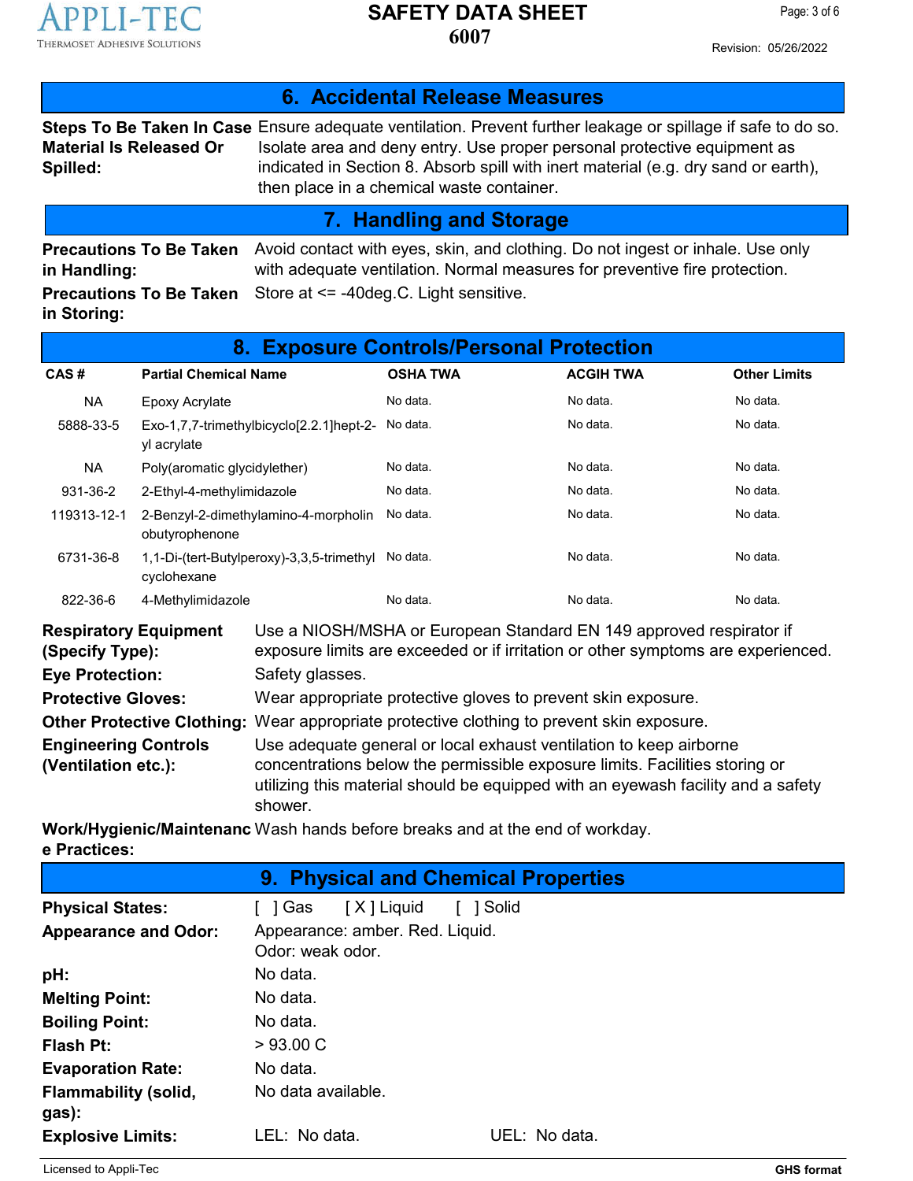## 6. Accidental Release Measures

**Steps To Be Taken In Case Material Is Released Or Spilled:** Ensure adequate ventilation. Prevent further leakage or spillage if safe to do so. Isolate area and deny entry. Use proper personal protective equipment as indicated in Section 8. Absorb spill with inert material (e.g. dry sand or earth), then place in a chemical waste container.

## 7. Handling and Storage

**Precautions To Be Taken in Handling:** Avoid contact with eyes, skin, and clothing. Do not ingest or inhale. Use only with adequate ventilation. Normal measures for preventive fire protection.

**Precautions To Be Taken in Storing:** Store at <= -40deg.C. Light sensitive.

## 8. Exposure Controls/Personal Protection

| CAS # | Partial Chemical Name | OSHA TWA | ACGIH TWA | Other Limits |
|---|---|---|---|---|
| NA | Epoxy Acrylate | No data. | No data. | No data. |
| 5888-33-5 | Exo-1,7,7-trimethylbicyclo[2.2.1]hept-2-yl acrylate | No data. | No data. | No data. |
| NA | Poly(aromatic glycidylether) | No data. | No data. | No data. |
| 931-36-2 | 2-Ethyl-4-methylimidazole | No data. | No data. | No data. |
| 119313-12-1 | 2-Benzyl-2-dimethylamino-4-morpholinobutyrophenone | No data. | No data. | No data. |
| 6731-36-8 | 1,1-Di-(tert-Butylperoxy)-3,3,5-trimethylcyclohexane | No data. | No data. | No data. |
| 822-36-6 | 4-Methylimidazole | No data. | No data. | No data. |

**Respiratory Equipment (Specify Type):** Use a NIOSH/MSHA or European Standard EN 149 approved respirator if exposure limits are exceeded or if irritation or other symptoms are experienced.

**Eye Protection:** Safety glasses.

**Protective Gloves:** Wear appropriate protective gloves to prevent skin exposure.

**Other Protective Clothing:** Wear appropriate protective clothing to prevent skin exposure.

**Engineering Controls (Ventilation etc.):** Use adequate general or local exhaust ventilation to keep airborne concentrations below the permissible exposure limits. Facilities storing or utilizing this material should be equipped with an eyewash facility and a safety shower.

**Work/Hygienic/Maintenance Practices:** Wash hands before breaks and at the end of workday.

## 9. Physical and Chemical Properties

**Physical States:** [ ] Gas [X] Liquid [ ] Solid

**Appearance and Odor:** Appearance: amber. Red. Liquid.
Odor: weak odor.

**pH:** No data.

**Melting Point:** No data.

**Boiling Point:** No data.

**Flash Pt:** > 93.00 C

**Evaporation Rate:** No data.

**Flammability (solid, gas):** No data available.

**Explosive Limits:** LEL: No data. UEL: No data.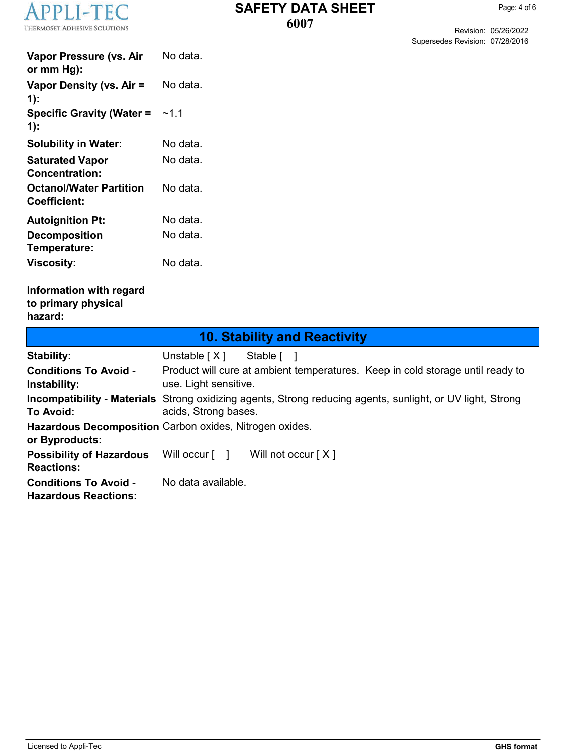| | |
|---|---|
| **Vapor Pressure (vs. Air or mm Hg):** | No data. |
| **Vapor Density (vs. Air = 1):** | No data. |
| **Specific Gravity (Water = 1):** | ~1.1 |
| **Solubility in Water:** | No data. |
| **Saturated Vapor Concentration:** | No data. |
| **Octanol/Water Partition Coefficient:** | No data. |
| **Autoignition Pt:** | No data. |
| **Decomposition Temperature:** | No data. |
| **Viscosity:** | No data. |
| **Information with regard to primary physical hazard:** | |

## 10. Stability and Reactivity

| | |
|---|---|
| **Stability:** | Unstable [ X ]     Stable [   ] |
| **Conditions To Avoid - Instability:** | Product will cure at ambient temperatures. Keep in cold storage until ready to use. Light sensitive. |
| **Incompatibility - Materials To Avoid:** | Strong oxidizing agents, Strong reducing agents, sunlight, or UV light, Strong acids, Strong bases. |
| **Hazardous Decomposition or Byproducts:** | Carbon oxides, Nitrogen oxides. |
| **Possibility of Hazardous Reactions:** | Will occur [   ]     Will not occur [ X ] |
| **Conditions To Avoid - Hazardous Reactions:** | No data available. |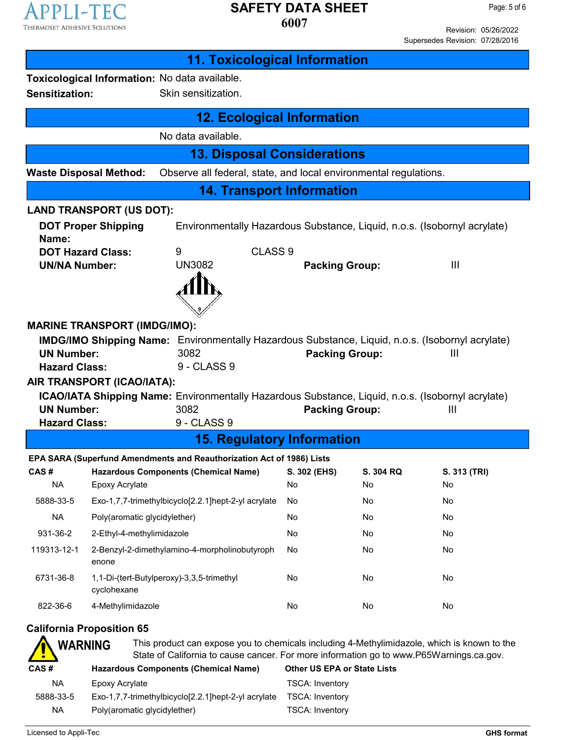## 11. Toxicological Information

**Toxicological Information:** No data available.

**Sensitization:** Skin sensitization.

## 12. Ecological Information

No data available.

## 13. Disposal Considerations

**Waste Disposal Method:** Observe all federal, state, and local environmental regulations.

## 14. Transport Information

**LAND TRANSPORT (US DOT):**

**DOT Proper Shipping Name:** Environmentally Hazardous Substance, Liquid, n.o.s. (Isobornyl acrylate)

**DOT Hazard Class:** 9 CLASS 9

**UN/NA Number:** UN3082 **Packing Group:** III

**MARINE TRANSPORT (IMDG/IMO):**

**IMDG/IMO Shipping Name:** Environmentally Hazardous Substance, Liquid, n.o.s. (Isobornyl acrylate)

**UN Number:** 3082 **Packing Group:** III

**Hazard Class:** 9 - CLASS 9

**AIR TRANSPORT (ICAO/IATA):**

**ICAO/IATA Shipping Name:** Environmentally Hazardous Substance, Liquid, n.o.s. (Isobornyl acrylate)

**UN Number:** 3082 **Packing Group:** III

**Hazard Class:** 9 - CLASS 9

## 15. Regulatory Information

**EPA SARA (Superfund Amendments and Reauthorization Act of 1986) Lists**

| CAS # | Hazardous Components (Chemical Name) | S. 302 (EHS) | S. 304 RQ | S. 313 (TRI) |
|---|---|---|---|---|
| NA | Epoxy Acrylate | No | No | No |
| 5888-33-5 | Exo-1,7,7-trimethylbicyclo[2.2.1]hept-2-yl acrylate | No | No | No |
| NA | Poly(aromatic glycidylether) | No | No | No |
| 931-36-2 | 2-Ethyl-4-methylimidazole | No | No | No |
| 119313-12-1 | 2-Benzyl-2-dimethylamino-4-morpholinobutyrophenone | No | No | No |
| 6731-36-8 | 1,1-Di-(tert-Butylperoxy)-3,3,5-trimethyl cyclohexane | No | No | No |
| 822-36-6 | 4-Methylimidazole | No | No | No |

**California Proposition 65**

**WARNING** This product can expose you to chemicals including 4-Methylimidazole, which is known to the State of California to cause cancer. For more information go to www.P65Warnings.ca.gov.

| CAS # | Hazardous Components (Chemical Name) | Other US EPA or State Lists |
|---|---|---|
| NA | Epoxy Acrylate | TSCA: Inventory |
| 5888-33-5 | Exo-1,7,7-trimethylbicyclo[2.2.1]hept-2-yl acrylate | TSCA: Inventory |
| NA | Poly(aromatic glycidylether) | TSCA: Inventory |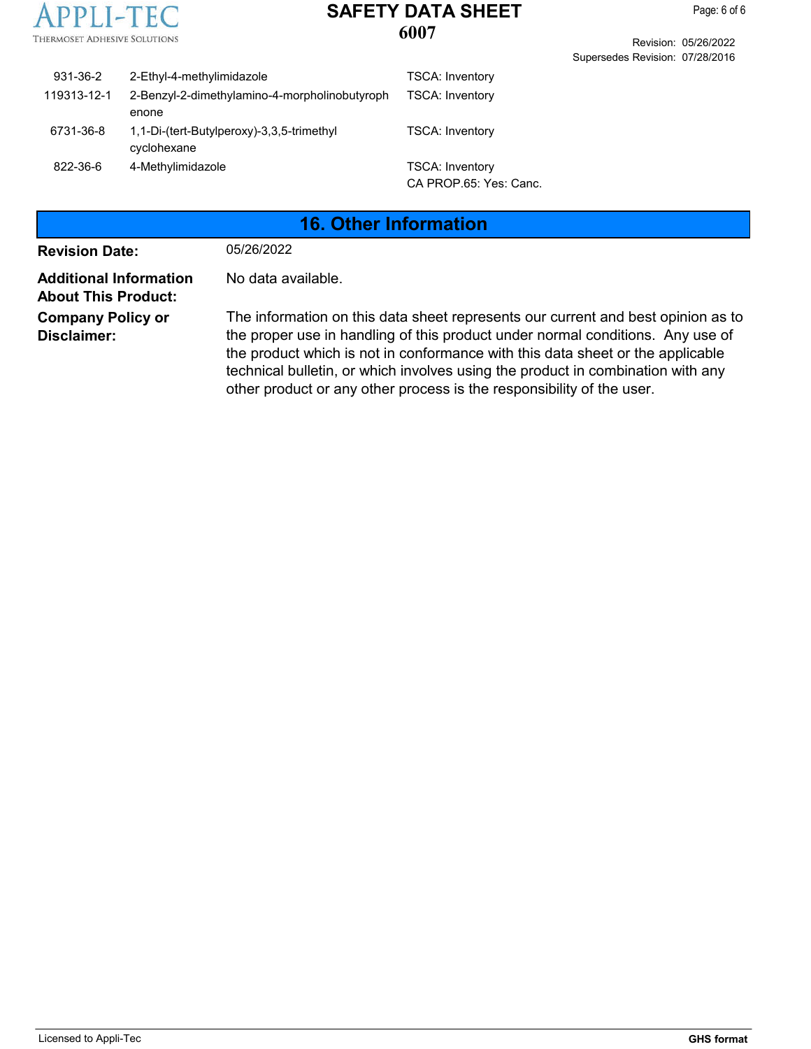| | | |
|---|---|---|
| 931-36-2 | 2-Ethyl-4-methylimidazole | TSCA: Inventory |
| 119313-12-1 | 2-Benzyl-2-dimethylamino-4-morpholinobutyrophenone | TSCA: Inventory |
| 6731-36-8 | 1,1-Di-(tert-Butylperoxy)-3,3,5-trimethyl cyclohexane | TSCA: Inventory |
| 822-36-6 | 4-Methylimidazole | TSCA: Inventory<br>CA PROP.65: Yes: Canc. |

## 16. Other Information

**Revision Date:** 05/26/2022

**Additional Information About This Product:** No data available.

**Company Policy or Disclaimer:** The information on this data sheet represents our current and best opinion as to the proper use in handling of this product under normal conditions. Any use of the product which is not in conformance with this data sheet or the applicable technical bulletin, or which involves using the product in combination with any other product or any other process is the responsibility of the user.